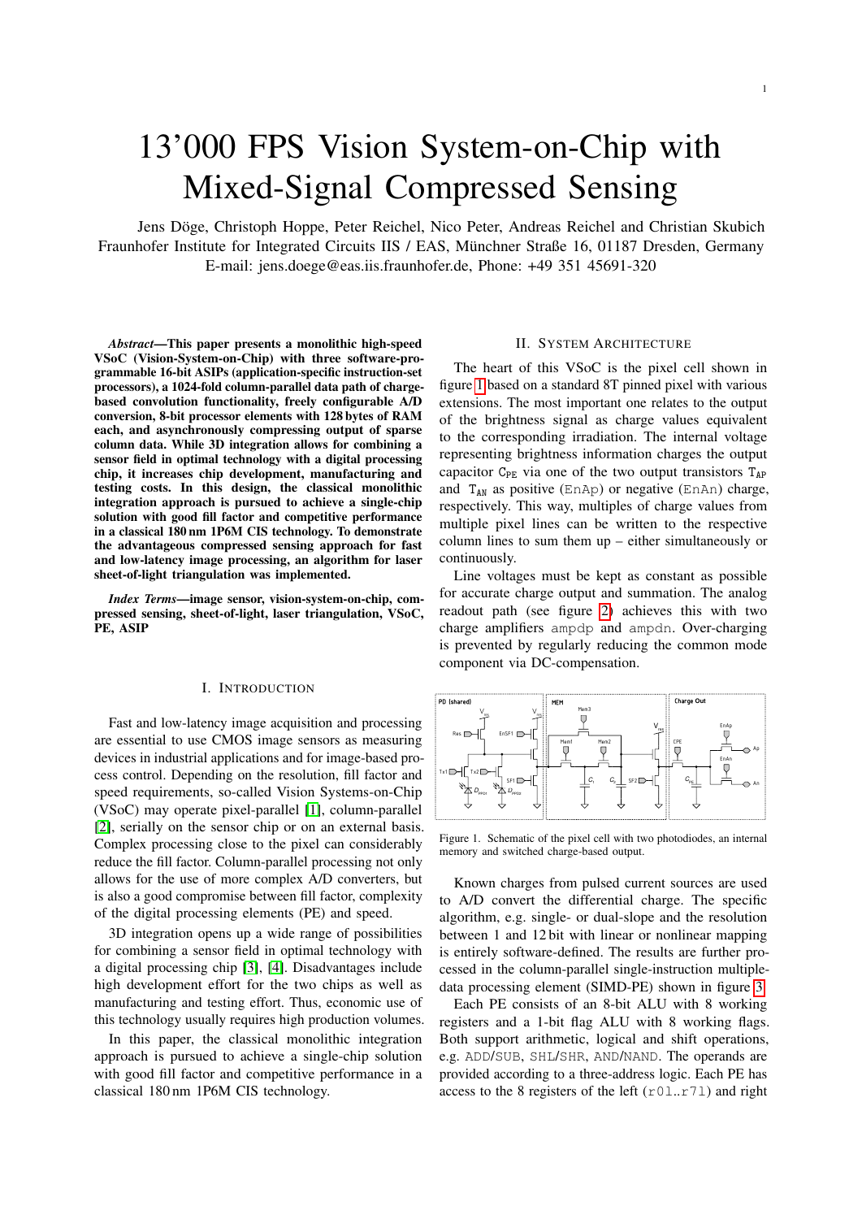# 13'000 FPS Vision System-on-Chip with Mixed-Signal Compressed Sensing

Jens Döge, Christoph Hoppe, Peter Reichel, Nico Peter, Andreas Reichel and Christian Skubich
Fraunhofer Institute for Integrated Circuits IIS / EAS, Münchner Straße 16, 01187 Dresden, Germany
E-mail: jens.doege@eas.iis.fraunhofer.de, Phone: +49 351 45691-320

***Abstract*—This paper presents a monolithic high-speed VSoC (Vision-System-on-Chip) with three software-programmable 16-bit ASIPs (application-specific instruction-set processors), a 1024-fold column-parallel data path of charge-based convolution functionality, freely configurable A/D conversion, 8-bit processor elements with 128 bytes of RAM each, and asynchronously compressing output of sparse column data. While 3D integration allows for combining a sensor field in optimal technology with a digital processing chip, it increases chip development, manufacturing and testing costs. In this design, the classical monolithic integration approach is pursued to achieve a single-chip solution with good fill factor and competitive performance in a classical 180 nm 1P6M CIS technology. To demonstrate the advantageous compressed sensing approach for fast and low-latency image processing, an algorithm for laser sheet-of-light triangulation was implemented.**

***Index Terms*—image sensor, vision-system-on-chip, compressed sensing, sheet-of-light, laser triangulation, VSoC, PE, ASIP**

## I. Introduction

Fast and low-latency image acquisition and processing are essential to use CMOS image sensors as measuring devices in industrial applications and for image-based process control. Depending on the resolution, fill factor and speed requirements, so-called Vision Systems-on-Chip (VSoC) may operate pixel-parallel [1], column-parallel [2], serially on the sensor chip or on an external basis. Complex processing close to the pixel can considerably reduce the fill factor. Column-parallel processing not only allows for the use of more complex A/D converters, but is also a good compromise between fill factor, complexity of the digital processing elements (PE) and speed.

3D integration opens up a wide range of possibilities for combining a sensor field in optimal technology with a digital processing chip [3], [4]. Disadvantages include high development effort for the two chips as well as manufacturing and testing effort. Thus, economic use of this technology usually requires high production volumes.

In this paper, the classical monolithic integration approach is pursued to achieve a single-chip solution with good fill factor and competitive performance in a classical 180 nm 1P6M CIS technology.

## II. System Architecture

The heart of this VSoC is the pixel cell shown in figure 1 based on a standard 8T pinned pixel with various extensions. The most important one relates to the output of the brightness signal as charge values equivalent to the corresponding irradiation. The internal voltage representing brightness information charges the output capacitor $C_{PE}$ via one of the two output transistors $T_{AP}$ and $T_{AN}$ as positive (EnAp) or negative (EnAn) charge, respectively. This way, multiples of charge values from multiple pixel lines can be written to the respective column lines to sum them up – either simultaneously or continuously.

Line voltages must be kept as constant as possible for accurate charge output and summation. The analog readout path (see figure 2) achieves this with two charge amplifiers ampdp and ampdn. Over-charging is prevented by regularly reducing the common mode component via DC-compensation.

Figure 1. Schematic of the pixel cell with two photodiodes, an internal memory and switched charge-based output.

Known charges from pulsed current sources are used to A/D convert the differential charge. The specific algorithm, e.g. single- or dual-slope and the resolution between 1 and 12 bit with linear or nonlinear mapping is entirely software-defined. The results are further processed in the column-parallel single-instruction multiple-data processing element (SIMD-PE) shown in figure 3.

Each PE consists of an 8-bit ALU with 8 working registers and a 1-bit flag ALU with 8 working flags. Both support arithmetic, logical and shift operations, e.g. ADD/SUB, SHL/SHR, AND/NAND. The operands are provided according to a three-address logic. Each PE has access to the 8 registers of the left (r0l..r7l) and right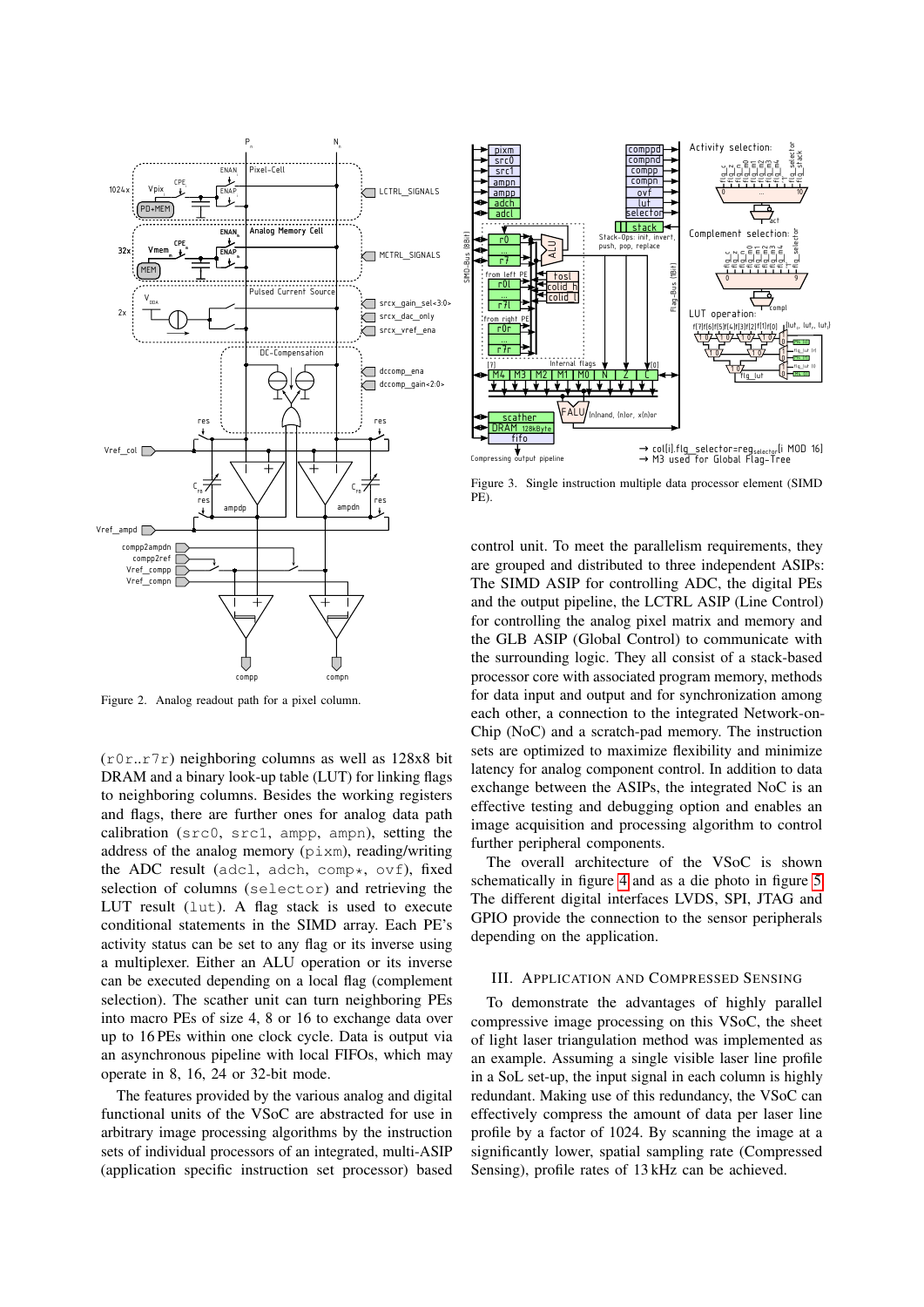Figure 2. Analog readout path for a pixel column.

Figure 3. Single instruction multiple data processor element (SIMD PE).

(r0r..r7r) neighboring columns as well as 128x8 bit DRAM and a binary look-up table (LUT) for linking flags to neighboring columns. Besides the working registers and flags, there are further ones for analog data path calibration (src0, src1, ampp, ampn), setting the address of the analog memory (pixm), reading/writing the ADC result (adcl, adch, comp*, ovf), fixed selection of columns (selector) and retrieving the LUT result (lut). A flag stack is used to execute conditional statements in the SIMD array. Each PE's activity status can be set to any flag or its inverse using a multiplexer. Either an ALU operation or its inverse can be executed depending on a local flag (complement selection). The scather unit can turn neighboring PEs into macro PEs of size 4, 8 or 16 to exchange data over up to 16 PEs within one clock cycle. Data is output via an asynchronous pipeline with local FIFOs, which may operate in 8, 16, 24 or 32-bit mode.

The features provided by the various analog and digital functional units of the VSoC are abstracted for use in arbitrary image processing algorithms by the instruction sets of individual processors of an integrated, multi-ASIP (application specific instruction set processor) based control unit. To meet the parallelism requirements, they are grouped and distributed to three independent ASIPs: The SIMD ASIP for controlling ADC, the digital PEs and the output pipeline, the LCTRL ASIP (Line Control) for controlling the analog pixel matrix and memory and the GLB ASIP (Global Control) to communicate with the surrounding logic. They all consist of a stack-based processor core with associated program memory, methods for data input and output and for synchronization among each other, a connection to the integrated Network-on-Chip (NoC) and a scratch-pad memory. The instruction sets are optimized to maximize flexibility and minimize latency for analog component control. In addition to data exchange between the ASIPs, the integrated NoC is an effective testing and debugging option and enables an image acquisition and processing algorithm to control further peripheral components.

The overall architecture of the VSoC is shown schematically in figure 4 and as a die photo in figure 5. The different digital interfaces LVDS, SPI, JTAG and GPIO provide the connection to the sensor peripherals depending on the application.

## III. Application and Compressed Sensing

To demonstrate the advantages of highly parallel compressive image processing on this VSoC, the sheet of light laser triangulation method was implemented as an example. Assuming a single visible laser line profile in a SoL set-up, the input signal in each column is highly redundant. Making use of this redundancy, the VSoC can effectively compress the amount of data per laser line profile by a factor of 1024. By scanning the image at a significantly lower, spatial sampling rate (Compressed Sensing), profile rates of 13 kHz can be achieved.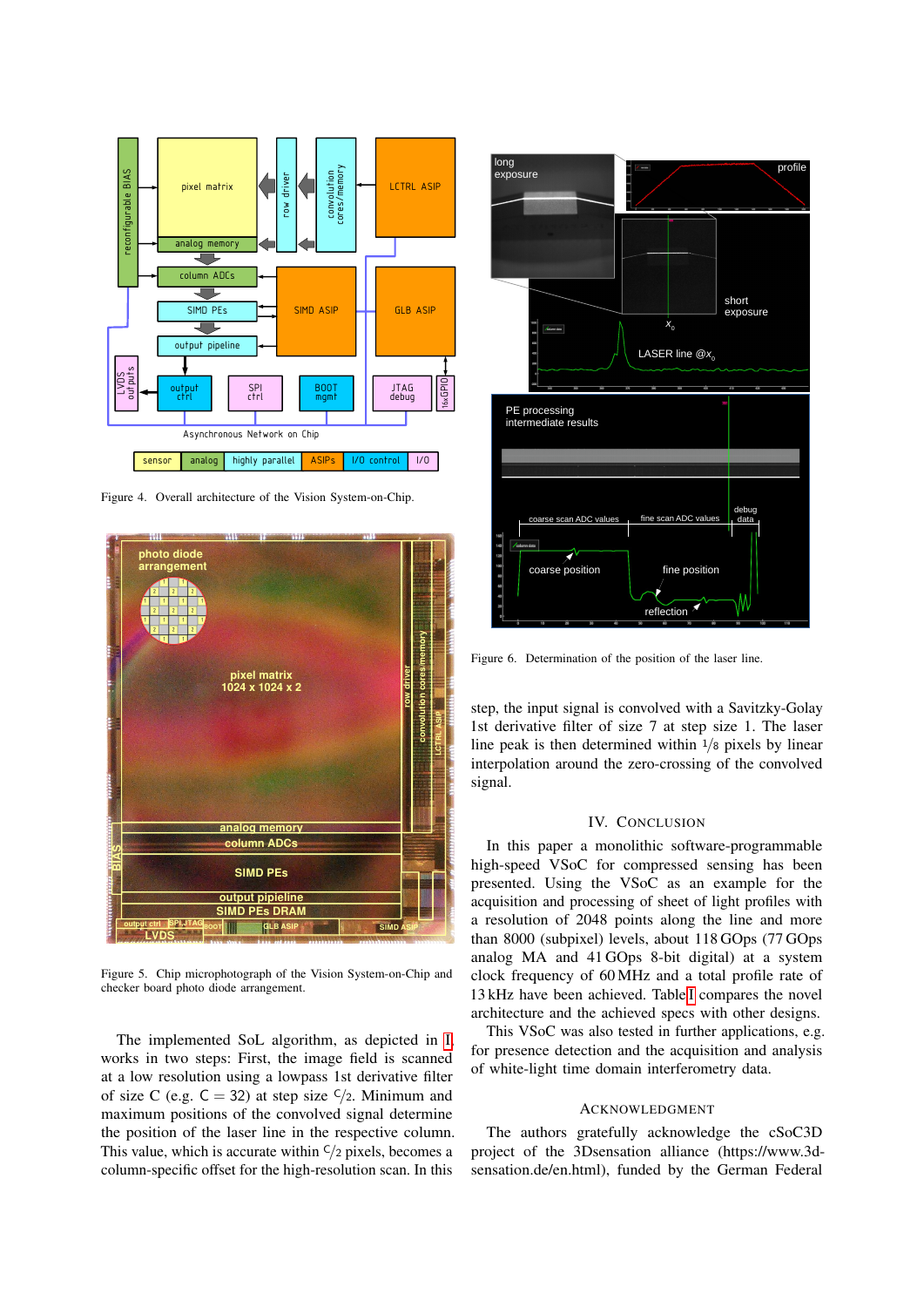Figure 4. Overall architecture of the Vision System-on-Chip.

Figure 5. Chip microphotograph of the Vision System-on-Chip and checker board photo diode arrangement.

The implemented SoL algorithm, as depicted in I, works in two steps: First, the image field is scanned at a low resolution using a lowpass 1st derivative filter of size C (e.g. C = 32) at step size $C/2$. Minimum and maximum positions of the convolved signal determine the position of the laser line in the respective column. This value, which is accurate within $C/2$ pixels, becomes a column-specific offset for the high-resolution scan. In this

Figure 6. Determination of the position of the laser line.

step, the input signal is convolved with a Savitzky-Golay 1st derivative filter of size 7 at step size 1. The laser line peak is then determined within $1/8$ pixels by linear interpolation around the zero-crossing of the convolved signal.

## IV. Conclusion

In this paper a monolithic software-programmable high-speed VSoC for compressed sensing has been presented. Using the VSoC as an example for the acquisition and processing of sheet of light profiles with a resolution of 2048 points along the line and more than 8000 (subpixel) levels, about 118 GOps (77 GOps analog MA and 41 GOps 8-bit digital) at a system clock frequency of 60 MHz and a total profile rate of 13 kHz have been achieved. Table I compares the novel architecture and the achieved specs with other designs.

This VSoC was also tested in further applications, e.g. for presence detection and the acquisition and analysis of white-light time domain interferometry data.

## Acknowledgment

The authors gratefully acknowledge the cSoC3D project of the 3Dsensation alliance (https://www.3d-sensation.de/en.html), funded by the German Federal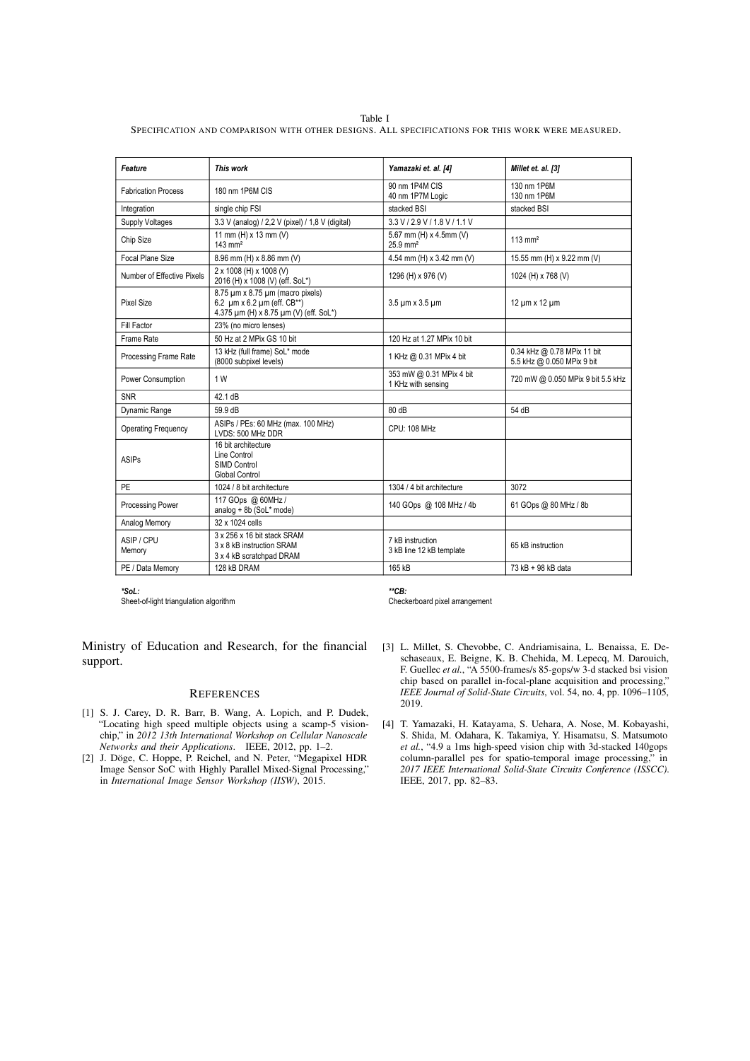Table I

SPECIFICATION AND COMPARISON WITH OTHER DESIGNS. ALL SPECIFICATIONS FOR THIS WORK WERE MEASURED.

| ***Feature*** | ***This work*** | ***Yamazaki et. al. [4]*** | ***Millet et. al. [3]*** |
|---|---|---|---|
| Fabrication Process | 180 nm 1P6M CIS | 90 nm 1P4M CIS<br>40 nm 1P7M Logic | 130 nm 1P6M<br>130 nm 1P6M |
| Integration | single chip FSI | stacked BSI | stacked BSI |
| Supply Voltages | 3.3 V (analog) / 2,2 V (pixel) / 1,8 V (digital) | 3.3 V / 2.9 V / 1.8 V / 1.1 V | |
| Chip Size | 11 mm (H) x 13 mm (V)<br>143 mm² | 5.67 mm (H) x 4.5mm (V)<br>25.9 mm² | 113 mm² |
| Focal Plane Size | 8.96 mm (H) x 8.86 mm (V) | 4.54 mm (H) x 3.42 mm (V) | 15.55 mm (H) x 9.22 mm (V) |
| Number of Effective Pixels | 2 x 1008 (H) x 1008 (V)<br>2016 (H) x 1008 (V) (eff. SoL*) | 1296 (H) x 976 (V) | 1024 (H) x 768 (V) |
| Pixel Size | 8.75 µm x 8.75 µm (macro pixels)<br>6.2 µm x 6.2 µm (eff. CB**)<br>4.375 µm (H) x 8.75 µm (V) (eff. SoL*) | 3.5 µm x 3.5 µm | 12 µm x 12 µm |
| Fill Factor | 23% (no micro lenses) | | |
| Frame Rate | 50 Hz at 2 MPix GS 10 bit | 120 Hz at 1.27 MPix 10 bit | |
| Processing Frame Rate | 13 kHz (full frame) SoL* mode<br>(8000 subpixel levels) | 1 KHz @ 0.31 MPix 4 bit | 0.34 kHz @ 0.78 MPix 11 bit<br>5.5 kHz @ 0.050 MPix 9 bit |
| Power Consumption | 1 W | 353 mW @ 0.31 MPix 4 bit<br>1 KHz with sensing | 720 mW @ 0.050 MPix 9 bit 5.5 kHz |
| SNR | 42.1 dB | | |
| Dynamic Range | 59.9 dB | 80 dB | 54 dB |
| Operating Frequency | ASIPs / PEs: 60 MHz (max. 100 MHz)<br>LVDS: 500 MHz DDR | CPU: 108 MHz | |
| ASIPs | 16 bit architecture<br>Line Control<br>SIMD Control<br>Global Control | | |
| PE | 1024 / 8 bit architecture | 1304 / 4 bit architecture | 3072 |
| Processing Power | 117 GOps @ 60MHz /<br>analog + 8b (SoL* mode) | 140 GOps @ 108 MHz / 4b | 61 GOps @ 80 MHz / 8b |
| Analog Memory | 32 x 1024 cells | | |
| ASIP / CPU Memory | 3 x 256 x 16 bit stack SRAM<br>3 x 8 kB instruction SRAM<br>3 x 4 kB scratchpad DRAM | 7 kB instruction<br>3 kB line 12 kB template | 65 kB instruction |
| PE / Data Memory | 128 kB DRAM | 165 kB | 73 kB + 98 kB data |

***SoL:***
Sheet-of-light triangulation algorithm

***CB:***
Checkerboard pixel arrangement

Ministry of Education and Research, for the financial support.

## REFERENCES

[1] S. J. Carey, D. R. Barr, B. Wang, A. Lopich, and P. Dudek, "Locating high speed multiple objects using a scamp-5 vision-chip," in *2012 13th International Workshop on Cellular Nanoscale Networks and their Applications*. IEEE, 2012, pp. 1–2.

[2] J. Döge, C. Hoppe, P. Reichel, and N. Peter, "Megapixel HDR Image Sensor SoC with Highly Parallel Mixed-Signal Processing," in *International Image Sensor Workshop (IISW)*, 2015.

[3] L. Millet, S. Chevobbe, C. Andriamisaina, L. Benaissa, E. Deschaseaux, E. Beigne, K. B. Chehida, M. Lepecq, M. Darouich, F. Guellec *et al.*, "A 5500-frames/s 85-gops/w 3-d stacked bsi vision chip based on parallel in-focal-plane acquisition and processing," *IEEE Journal of Solid-State Circuits*, vol. 54, no. 4, pp. 1096–1105, 2019.

[4] T. Yamazaki, H. Katayama, S. Uehara, A. Nose, M. Kobayashi, S. Shida, M. Odahara, K. Takamiya, Y. Hisamatsu, S. Matsumoto *et al.*, "4.9 a 1ms high-speed vision chip with 3d-stacked 140gops column-parallel pes for spatio-temporal image processing," in *2017 IEEE International Solid-State Circuits Conference (ISSCC)*. IEEE, 2017, pp. 82–83.